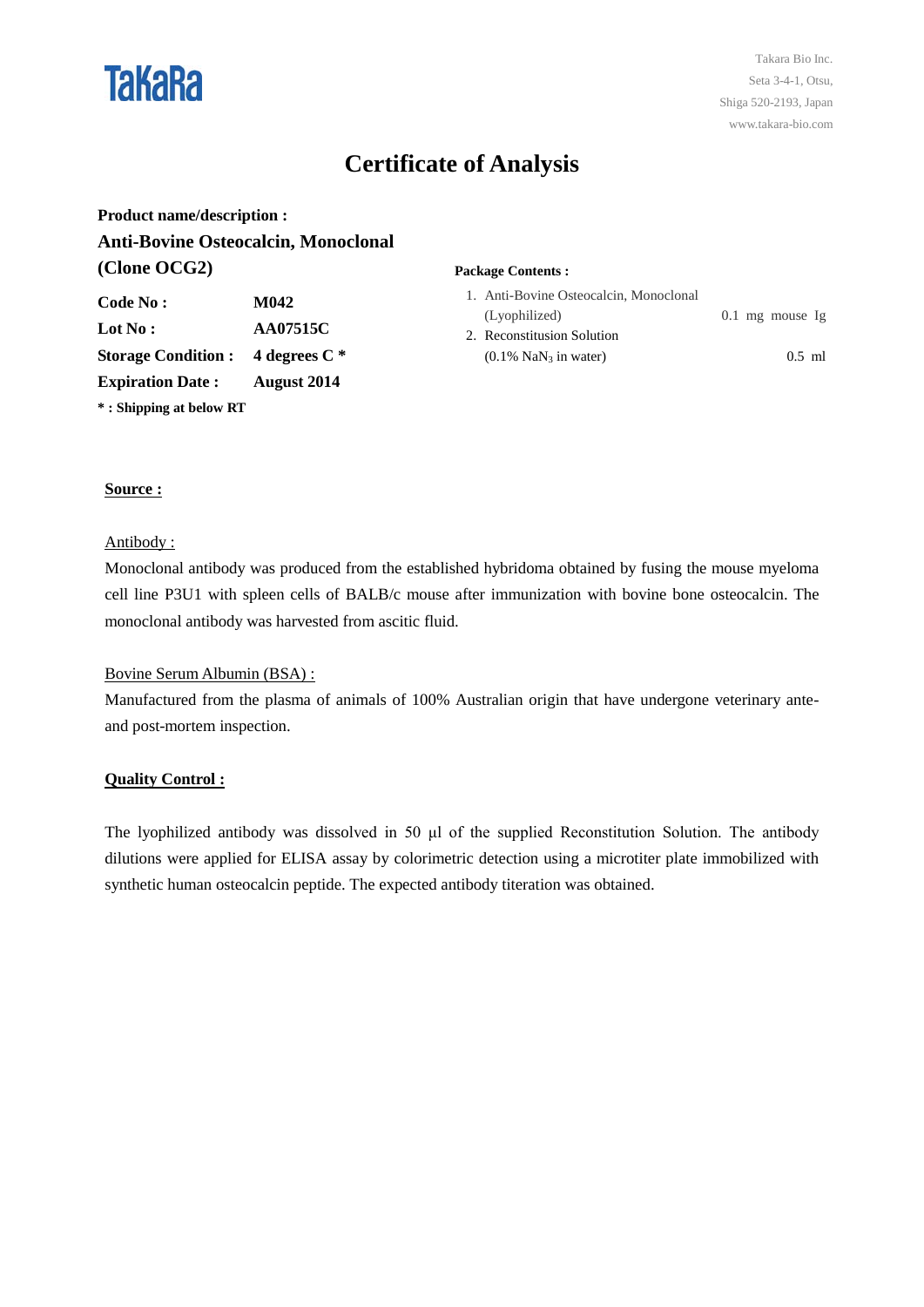TaKaRa

Takara Bio Inc.
Seta 3-4-1, Otsu,
Shiga 520-2193, Japan
www.takara-bio.com

# Certificate of Analysis

**Product name/description :**

**Anti-Bovine Osteocalcin, Monoclonal (Clone OCG2)**

| | |
|---|---|
| **Code No :** | **M042** |
| **Lot No :** | **AA07515C** |
| **Storage Condition :** | **4 degrees C *** |
| **Expiration Date :** | **August 2014** |

**\* : Shipping at below RT**

**Package Contents :**

1. Anti-Bovine Osteocalcin, Monoclonal (Lyophilized) — 0.1 mg mouse Ig
2. Reconstitusion Solution ($0.1\%$ $NaN_3$ in water) — 0.5 ml

**Source :**

Antibody :

Monoclonal antibody was produced from the established hybridoma obtained by fusing the mouse myeloma cell line P3U1 with spleen cells of BALB/c mouse after immunization with bovine bone osteocalcin. The monoclonal antibody was harvested from ascitic fluid.

Bovine Serum Albumin (BSA) :

Manufactured from the plasma of animals of 100% Australian origin that have undergone veterinary ante- and post-mortem inspection.

**Quality Control :**

The lyophilized antibody was dissolved in 50 μl of the supplied Reconstitution Solution. The antibody dilutions were applied for ELISA assay by colorimetric detection using a microtiter plate immobilized with synthetic human osteocalcin peptide. The expected antibody titeration was obtained.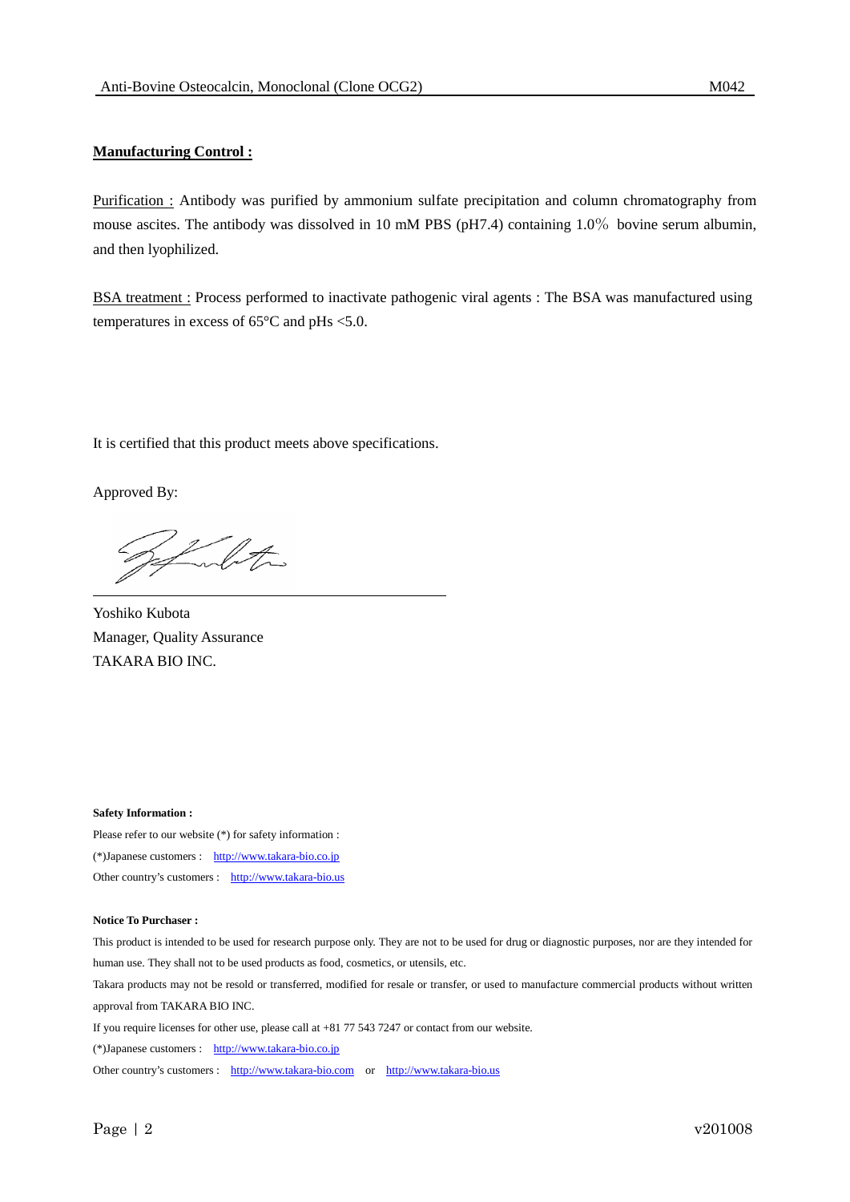**Manufacturing Control :**

Purification : Antibody was purified by ammonium sulfate precipitation and column chromatography from mouse ascites. The antibody was dissolved in 10 mM PBS (pH7.4) containing 1.0% bovine serum albumin, and then lyophilized.

BSA treatment : Process performed to inactivate pathogenic viral agents : The BSA was manufactured using temperatures in excess of 65°C and pHs <5.0.

It is certified that this product meets above specifications.

Approved By:

Yoshiko Kubota
Manager, Quality Assurance
TAKARA BIO INC.

**Safety Information :**

Please refer to our website (*) for safety information :

(*)Japanese customers : http://www.takara-bio.co.jp

Other country's customers : http://www.takara-bio.us

**Notice To Purchaser :**

This product is intended to be used for research purpose only. They are not to be used for drug or diagnostic purposes, nor are they intended for human use. They shall not to be used products as food, cosmetics, or utensils, etc.

Takara products may not be resold or transferred, modified for resale or transfer, or used to manufacture commercial products without written approval from TAKARA BIO INC.

If you require licenses for other use, please call at +81 77 543 7247 or contact from our website.

(*)Japanese customers : http://www.takara-bio.co.jp

Other country's customers : http://www.takara-bio.com or http://www.takara-bio.us